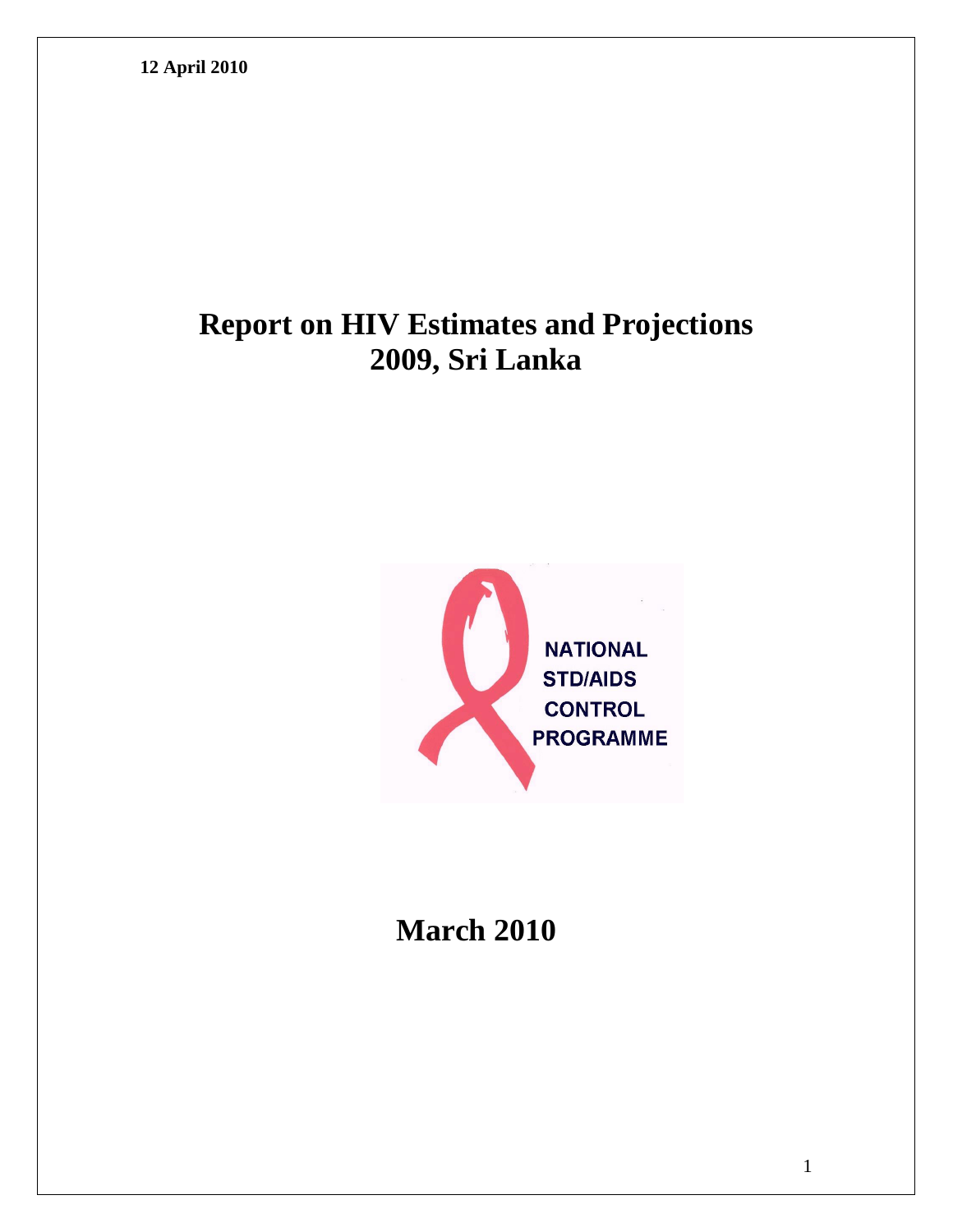**12 April 2010**

# Report on HIV Estimates and Projections 2009, Sri Lanka

NATIONAL STD/AIDS CONTROL PROGRAMME

## March 2010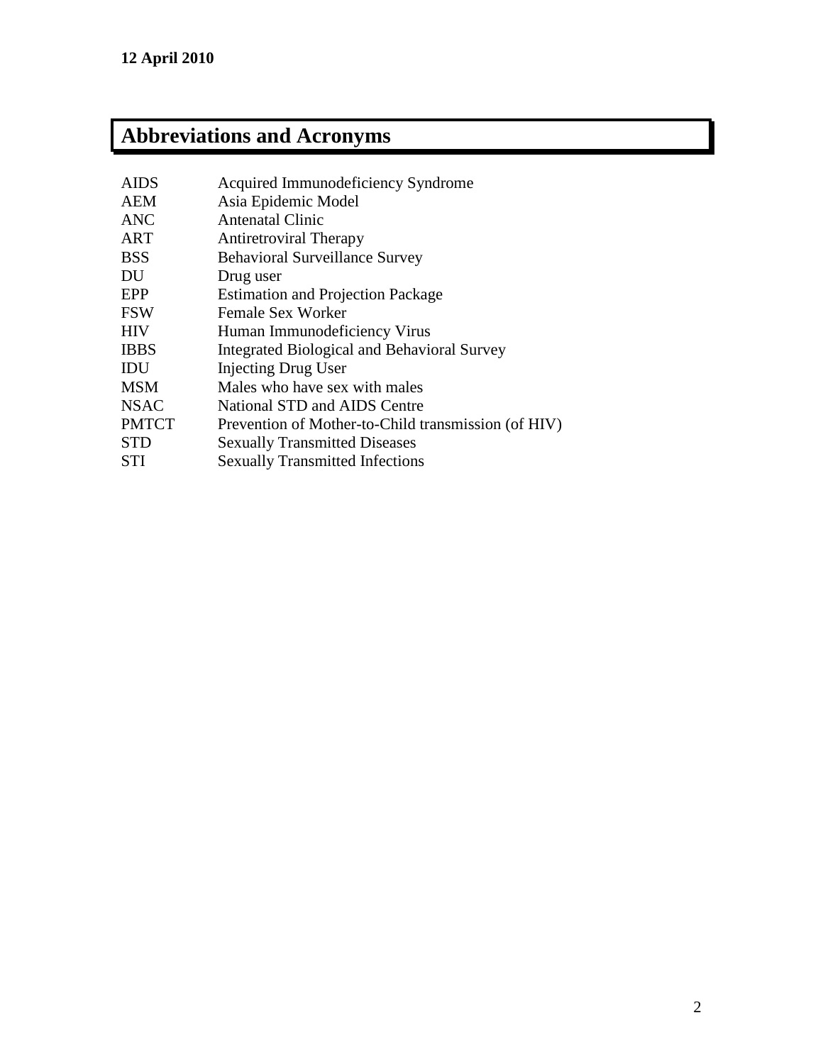**12 April 2010**

# Abbreviations and Acronyms

| | |
|---|---|
| AIDS | Acquired Immunodeficiency Syndrome |
| AEM | Asia Epidemic Model |
| ANC | Antenatal Clinic |
| ART | Antiretroviral Therapy |
| BSS | Behavioral Surveillance Survey |
| DU | Drug user |
| EPP | Estimation and Projection Package |
| FSW | Female Sex Worker |
| HIV | Human Immunodeficiency Virus |
| IBBS | Integrated Biological and Behavioral Survey |
| IDU | Injecting Drug User |
| MSM | Males who have sex with males |
| NSAC | National STD and AIDS Centre |
| PMTCT | Prevention of Mother-to-Child transmission (of HIV) |
| STD | Sexually Transmitted Diseases |
| STI | Sexually Transmitted Infections |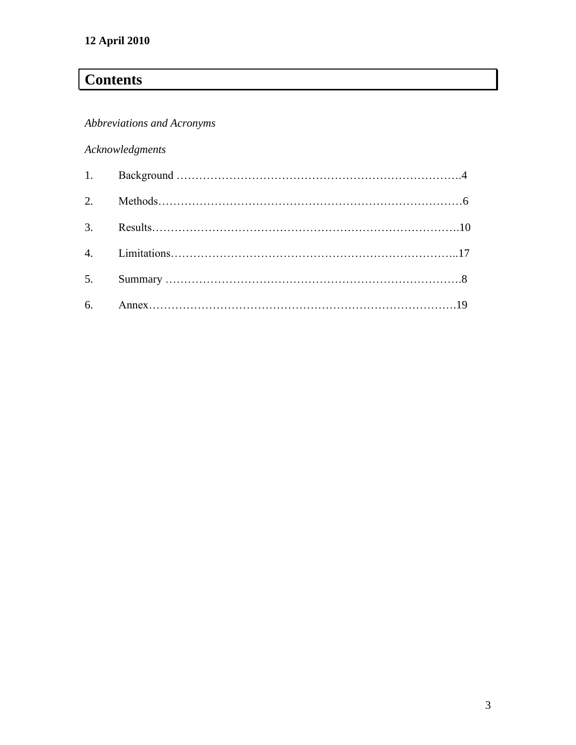**12 April 2010**

# Contents

*Abbreviations and Acronyms*

*Acknowledgments*

1. Background ……………………………………………………………………….4
2. Methods………………………………………………………………………6
3. Results……………………………………………………………………….10
4. Limitations………………………………………………………………..17
5. Summary ………………………………………………………………….8
6. Annex……………………………………………………………………….19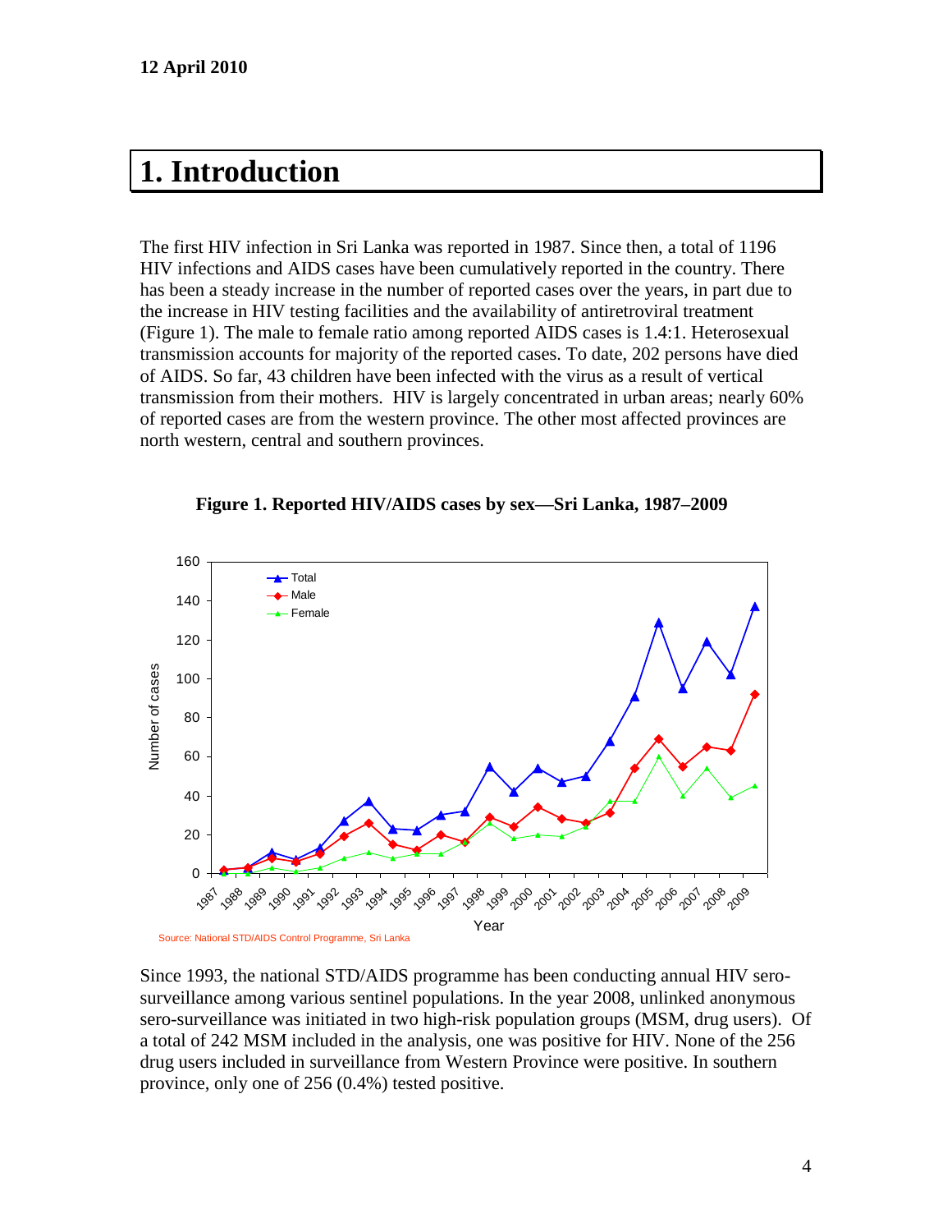**12 April 2010**

# 1. Introduction

The first HIV infection in Sri Lanka was reported in 1987. Since then, a total of 1196 HIV infections and AIDS cases have been cumulatively reported in the country. There has been a steady increase in the number of reported cases over the years, in part due to the increase in HIV testing facilities and the availability of antiretroviral treatment (Figure 1). The male to female ratio among reported AIDS cases is 1.4:1. Heterosexual transmission accounts for majority of the reported cases. To date, 202 persons have died of AIDS. So far, 43 children have been infected with the virus as a result of vertical transmission from their mothers. HIV is largely concentrated in urban areas; nearly 60% of reported cases are from the western province. The other most affected provinces are north western, central and southern provinces.

**Figure 1. Reported HIV/AIDS cases by sex—Sri Lanka, 1987–2009**

Source: National STD/AIDS Control Programme, Sri Lanka

Since 1993, the national STD/AIDS programme has been conducting annual HIV sero-surveillance among various sentinel populations. In the year 2008, unlinked anonymous sero-surveillance was initiated in two high-risk population groups (MSM, drug users). Of a total of 242 MSM included in the analysis, one was positive for HIV. None of the 256 drug users included in surveillance from Western Province were positive. In southern province, only one of 256 (0.4%) tested positive.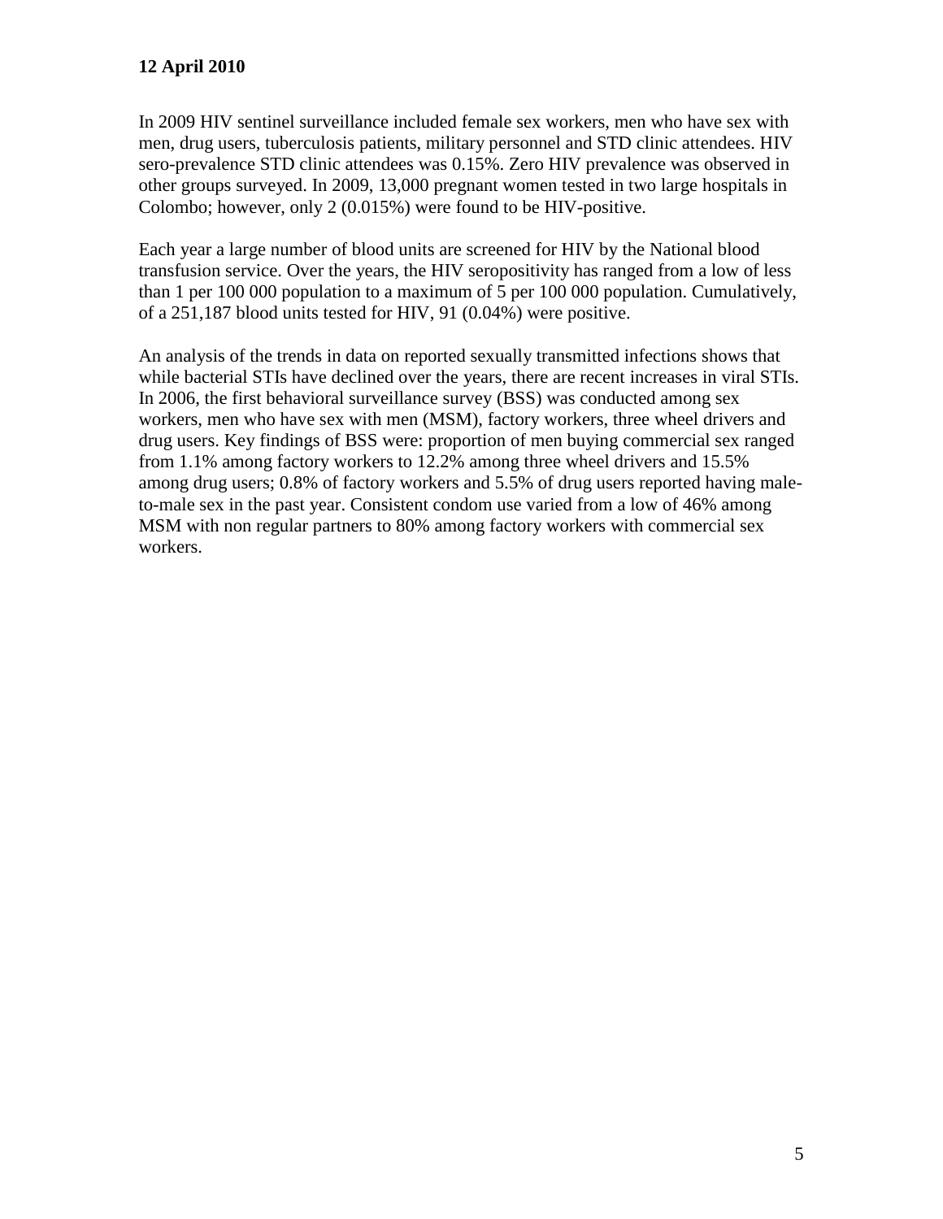**12 April 2010**

In 2009 HIV sentinel surveillance included female sex workers, men who have sex with men, drug users, tuberculosis patients, military personnel and STD clinic attendees. HIV sero-prevalence STD clinic attendees was 0.15%. Zero HIV prevalence was observed in other groups surveyed. In 2009, 13,000 pregnant women tested in two large hospitals in Colombo; however, only 2 (0.015%) were found to be HIV-positive.

Each year a large number of blood units are screened for HIV by the National blood transfusion service. Over the years, the HIV seropositivity has ranged from a low of less than 1 per 100 000 population to a maximum of 5 per 100 000 population. Cumulatively, of a 251,187 blood units tested for HIV, 91 (0.04%) were positive.

An analysis of the trends in data on reported sexually transmitted infections shows that while bacterial STIs have declined over the years, there are recent increases in viral STIs. In 2006, the first behavioral surveillance survey (BSS) was conducted among sex workers, men who have sex with men (MSM), factory workers, three wheel drivers and drug users. Key findings of BSS were: proportion of men buying commercial sex ranged from 1.1% among factory workers to 12.2% among three wheel drivers and 15.5% among drug users; 0.8% of factory workers and 5.5% of drug users reported having male-to-male sex in the past year. Consistent condom use varied from a low of 46% among MSM with non regular partners to 80% among factory workers with commercial sex workers.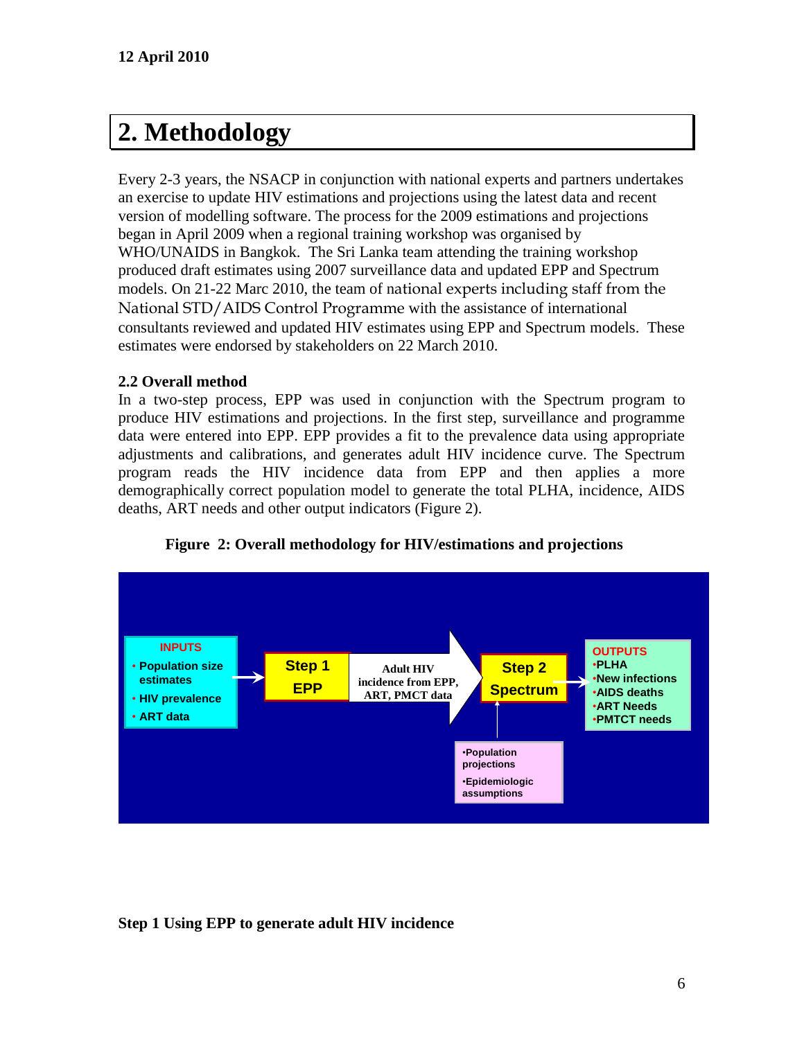12 April 2010

# 2. Methodology

Every 2-3 years, the NSACP in conjunction with national experts and partners undertakes an exercise to update HIV estimations and projections using the latest data and recent version of modelling software. The process for the 2009 estimations and projections began in April 2009 when a regional training workshop was organised by WHO/UNAIDS in Bangkok. The Sri Lanka team attending the training workshop produced draft estimates using 2007 surveillance data and updated EPP and Spectrum models. On 21-22 Marc 2010, the team of national experts including staff from the National STD/AIDS Control Programme with the assistance of international consultants reviewed and updated HIV estimates using EPP and Spectrum models. These estimates were endorsed by stakeholders on 22 March 2010.

### 2.2 Overall method

In a two-step process, EPP was used in conjunction with the Spectrum program to produce HIV estimations and projections. In the first step, surveillance and programme data were entered into EPP. EPP provides a fit to the prevalence data using appropriate adjustments and calibrations, and generates adult HIV incidence curve. The Spectrum program reads the HIV incidence data from EPP and then applies a more demographically correct population model to generate the total PLHA, incidence, AIDS deaths, ART needs and other output indicators (Figure 2).

**Figure 2: Overall methodology for HIV/estimations and projections**

INPUTS
- Population size estimates
- HIV prevalence
- ART data

→ **Step 1 EPP** → Adult HIV incidence from EPP, ART, PMCT data → **Step 2 Spectrum** → OUTPUTS
- PLHA
- New infections
- AIDS deaths
- ART Needs
- PMTCT needs

Inputs to Step 2 Spectrum:
- Population projections
- Epidemiologic assumptions

**Step 1 Using EPP to generate adult HIV incidence**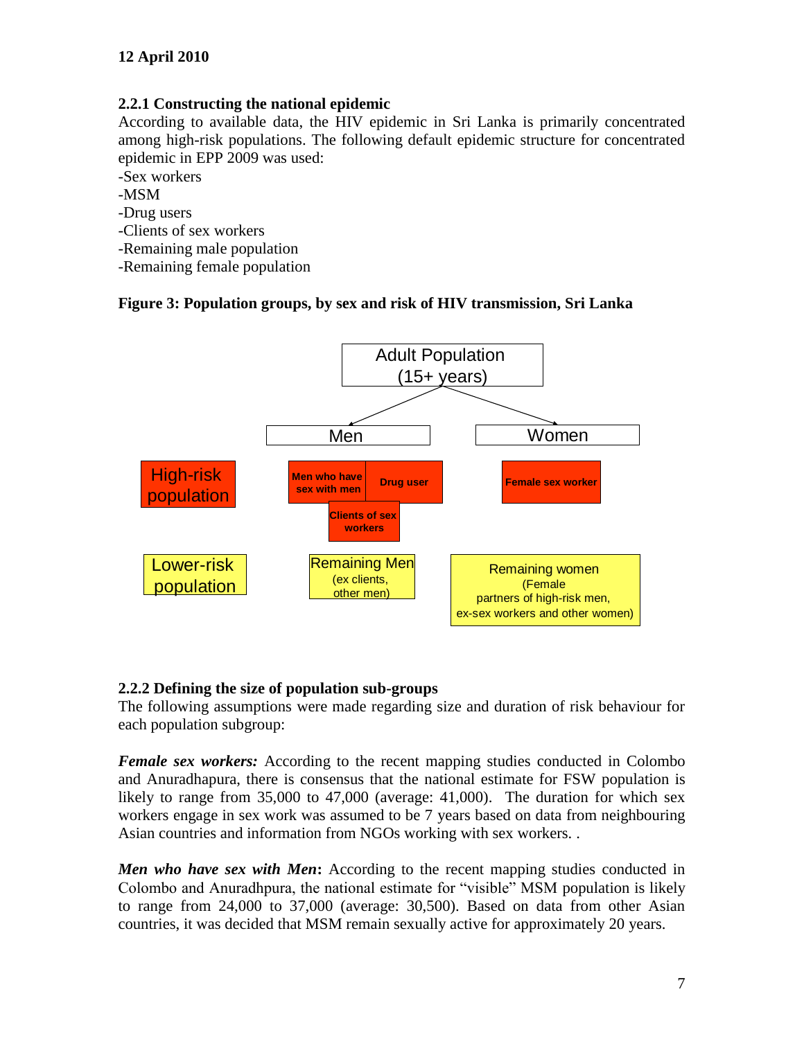12 April 2010

### 2.2.1 Constructing the national epidemic

According to available data, the HIV epidemic in Sri Lanka is primarily concentrated among high-risk populations. The following default epidemic structure for concentrated epidemic in EPP 2009 was used:

-Sex workers
-MSM
-Drug users
-Clients of sex workers
-Remaining male population
-Remaining female population

**Figure 3: Population groups, by sex and risk of HIV transmission, Sri Lanka**

Adult Population (15+ years)

Men

Women

High-risk population

Men who have sex with men

Drug user

Clients of sex workers

Female sex worker

Lower-risk population

Remaining Men (ex clients, other men)

Remaining women (Female partners of high-risk men, ex-sex workers and other women)

### 2.2.2 Defining the size of population sub-groups

The following assumptions were made regarding size and duration of risk behaviour for each population subgroup:

***Female sex workers:*** According to the recent mapping studies conducted in Colombo and Anuradhapura, there is consensus that the national estimate for FSW population is likely to range from 35,000 to 47,000 (average: 41,000). The duration for which sex workers engage in sex work was assumed to be 7 years based on data from neighbouring Asian countries and information from NGOs working with sex workers. .

***Men who have sex with Men*:** According to the recent mapping studies conducted in Colombo and Anuradhpura, the national estimate for "visible" MSM population is likely to range from 24,000 to 37,000 (average: 30,500). Based on data from other Asian countries, it was decided that MSM remain sexually active for approximately 20 years.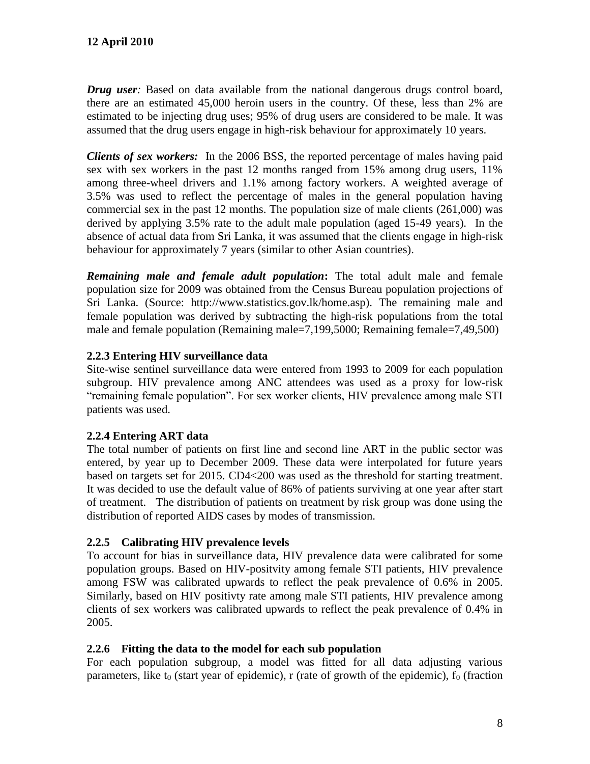***Drug user**:* Based on data available from the national dangerous drugs control board, there are an estimated 45,000 heroin users in the country. Of these, less than 2% are estimated to be injecting drug uses; 95% of drug users are considered to be male. It was assumed that the drug users engage in high-risk behaviour for approximately 10 years.

***Clients of sex workers:*** In the 2006 BSS, the reported percentage of males having paid sex with sex workers in the past 12 months ranged from 15% among drug users, 11% among three-wheel drivers and 1.1% among factory workers. A weighted average of 3.5% was used to reflect the percentage of males in the general population having commercial sex in the past 12 months. The population size of male clients (261,000) was derived by applying 3.5% rate to the adult male population (aged 15-49 years). In the absence of actual data from Sri Lanka, it was assumed that the clients engage in high-risk behaviour for approximately 7 years (similar to other Asian countries).

***Remaining male and female adult population*:** The total adult male and female population size for 2009 was obtained from the Census Bureau population projections of Sri Lanka. (Source: http://www.statistics.gov.lk/home.asp). The remaining male and female population was derived by subtracting the high-risk populations from the total male and female population (Remaining male=7,199,5000; Remaining female=7,49,500)

### 2.2.3 Entering HIV surveillance data

Site-wise sentinel surveillance data were entered from 1993 to 2009 for each population subgroup. HIV prevalence among ANC attendees was used as a proxy for low-risk "remaining female population". For sex worker clients, HIV prevalence among male STI patients was used.

### 2.2.4 Entering ART data

The total number of patients on first line and second line ART in the public sector was entered, by year up to December 2009. These data were interpolated for future years based on targets set for 2015. CD4<200 was used as the threshold for starting treatment. It was decided to use the default value of 86% of patients surviving at one year after start of treatment. The distribution of patients on treatment by risk group was done using the distribution of reported AIDS cases by modes of transmission.

### 2.2.5 Calibrating HIV prevalence levels

To account for bias in surveillance data, HIV prevalence data were calibrated for some population groups. Based on HIV-positvity among female STI patients, HIV prevalence among FSW was calibrated upwards to reflect the peak prevalence of 0.6% in 2005. Similarly, based on HIV positivty rate among male STI patients, HIV prevalence among clients of sex workers was calibrated upwards to reflect the peak prevalence of 0.4% in 2005.

### 2.2.6 Fitting the data to the model for each sub population

For each population subgroup, a model was fitted for all data adjusting various parameters, like $t_0$ (start year of epidemic), r (rate of growth of the epidemic), $f_0$ (fraction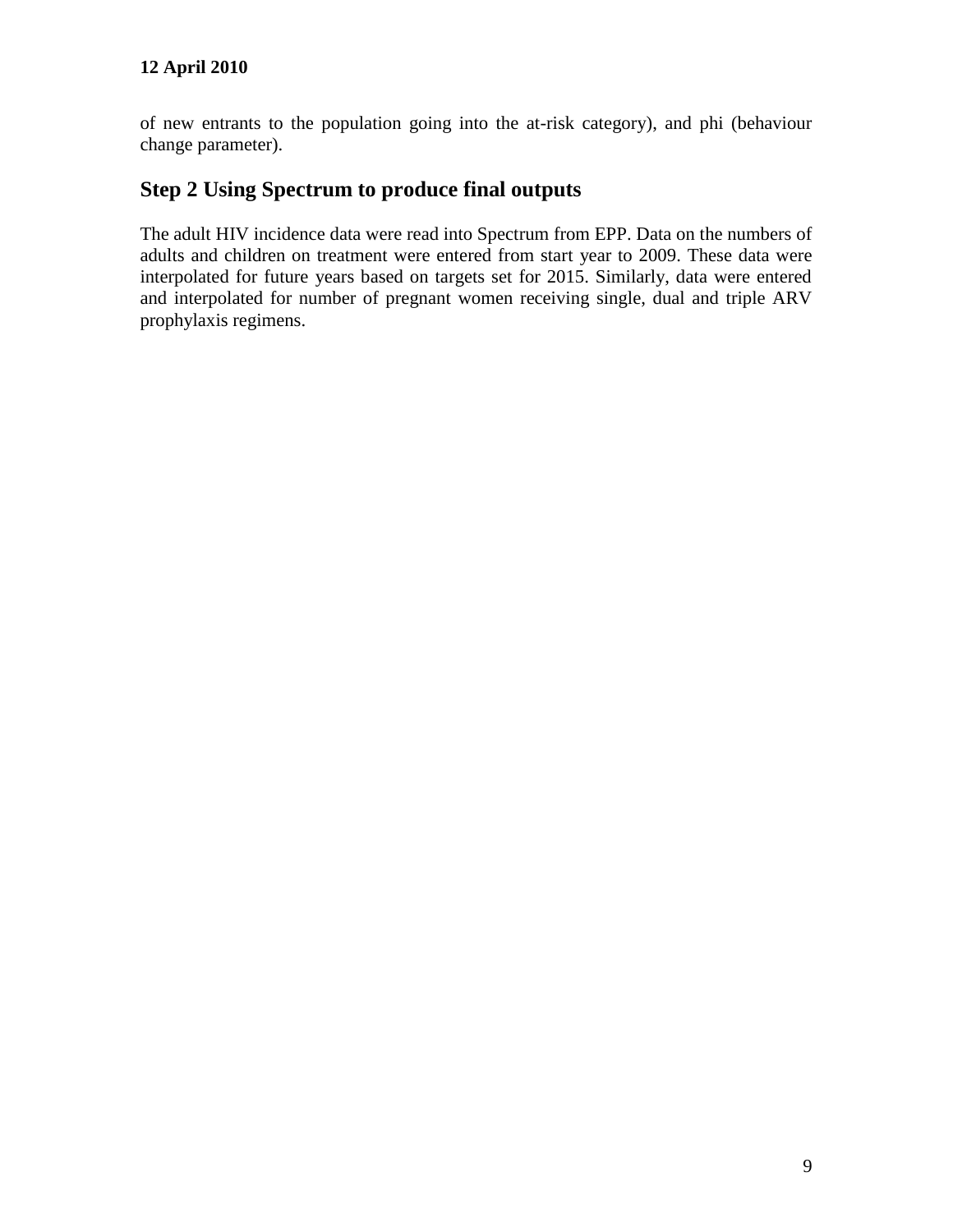of new entrants to the population going into the at-risk category), and phi (behaviour change parameter).

## Step 2 Using Spectrum to produce final outputs

The adult HIV incidence data were read into Spectrum from EPP. Data on the numbers of adults and children on treatment were entered from start year to 2009. These data were interpolated for future years based on targets set for 2015. Similarly, data were entered and interpolated for number of pregnant women receiving single, dual and triple ARV prophylaxis regimens.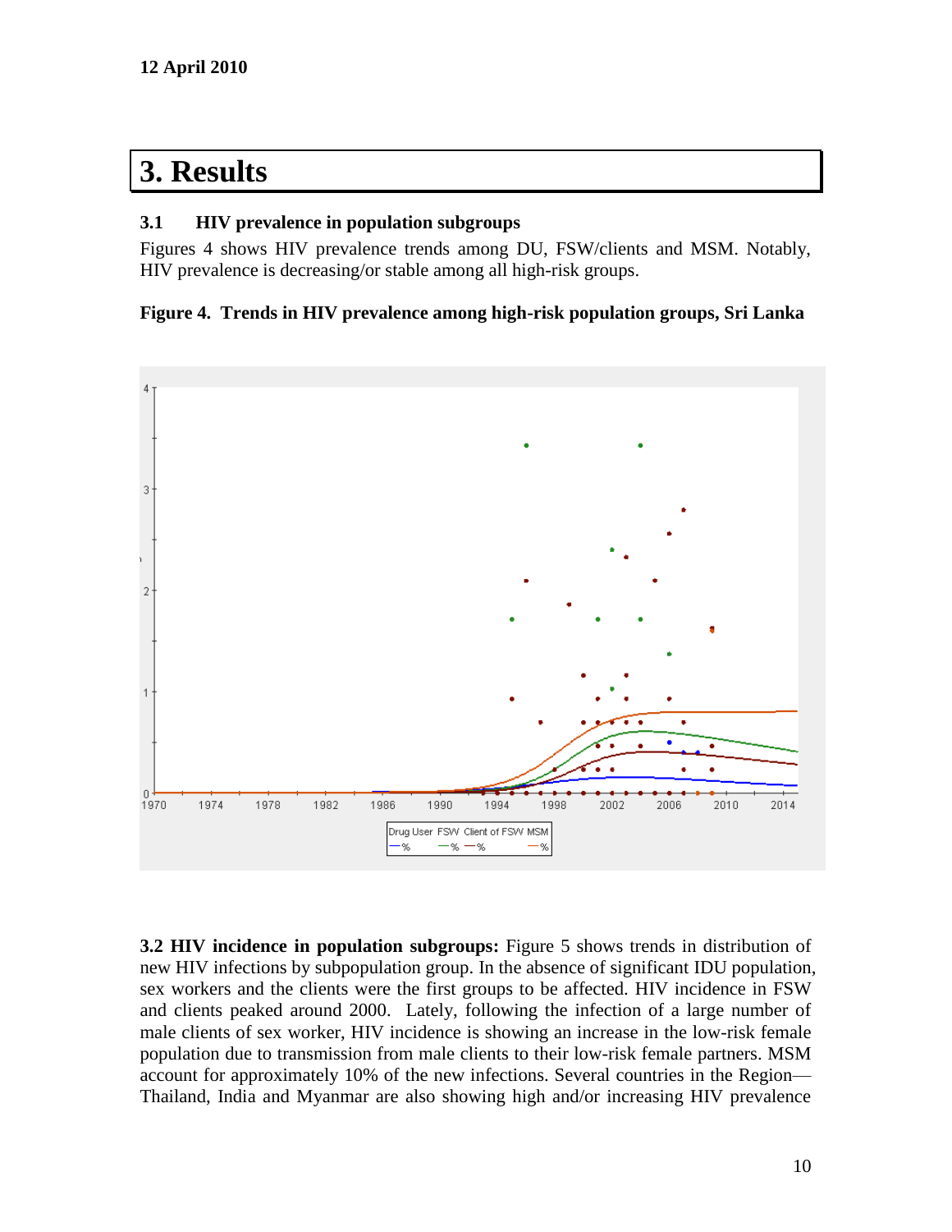# 3. Results

### 3.1 HIV prevalence in population subgroups

Figures 4 shows HIV prevalence trends among DU, FSW/clients and MSM. Notably, HIV prevalence is decreasing/or stable among all high-risk groups.

**Figure 4. Trends in HIV prevalence among high-risk population groups, Sri Lanka**

**3.2 HIV incidence in population subgroups:** Figure 5 shows trends in distribution of new HIV infections by subpopulation group. In the absence of significant IDU population, sex workers and the clients were the first groups to be affected. HIV incidence in FSW and clients peaked around 2000. Lately, following the infection of a large number of male clients of sex worker, HIV incidence is showing an increase in the low-risk female population due to transmission from male clients to their low-risk female partners. MSM account for approximately 10% of the new infections. Several countries in the Region—Thailand, India and Myanmar are also showing high and/or increasing HIV prevalence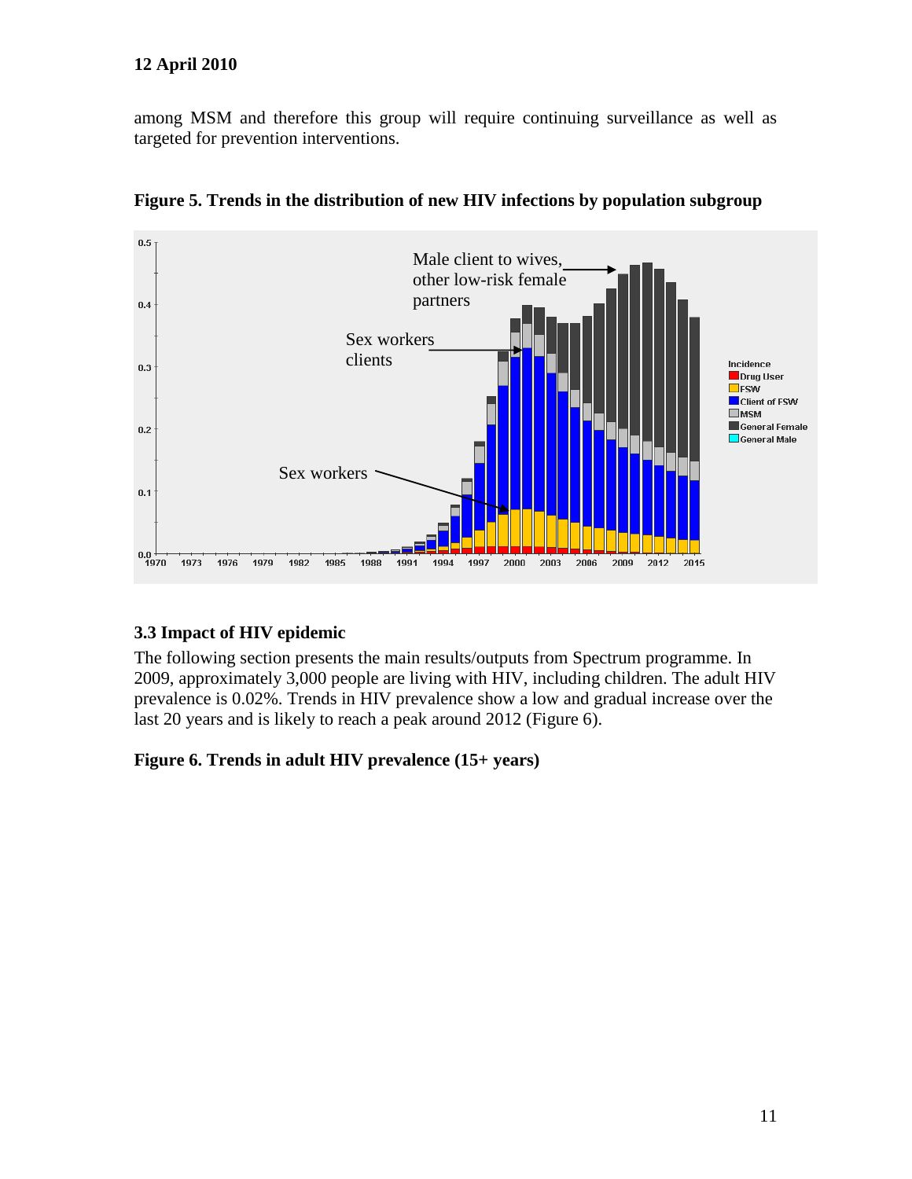among MSM and therefore this group will require continuing surveillance as well as targeted for prevention interventions.

**Figure 5. Trends in the distribution of new HIV infections by population subgroup**

### 3.3 Impact of HIV epidemic

The following section presents the main results/outputs from Spectrum programme. In 2009, approximately 3,000 people are living with HIV, including children. The adult HIV prevalence is 0.02%. Trends in HIV prevalence show a low and gradual increase over the last 20 years and is likely to reach a peak around 2012 (Figure 6).

**Figure 6. Trends in adult HIV prevalence (15+ years)**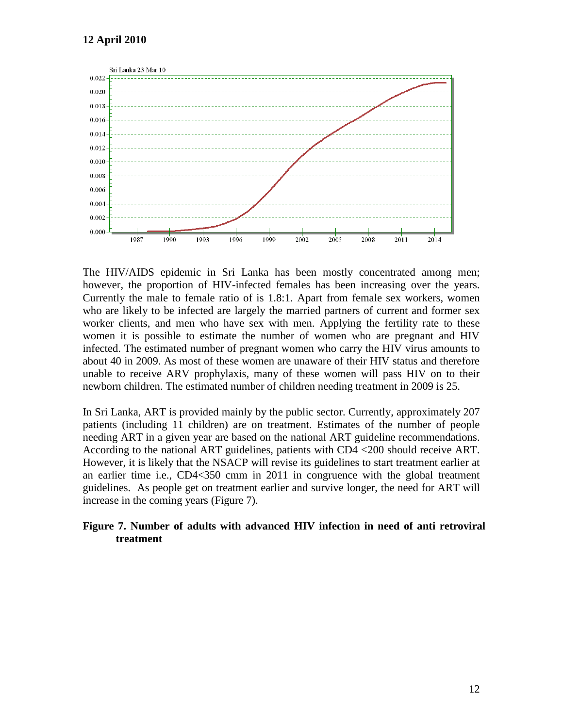**12 April 2010**

The HIV/AIDS epidemic in Sri Lanka has been mostly concentrated among men; however, the proportion of HIV-infected females has been increasing over the years. Currently the male to female ratio of is 1.8:1. Apart from female sex workers, women who are likely to be infected are largely the married partners of current and former sex worker clients, and men who have sex with men. Applying the fertility rate to these women it is possible to estimate the number of women who are pregnant and HIV infected. The estimated number of pregnant women who carry the HIV virus amounts to about 40 in 2009. As most of these women are unaware of their HIV status and therefore unable to receive ARV prophylaxis, many of these women will pass HIV on to their newborn children. The estimated number of children needing treatment in 2009 is 25.

In Sri Lanka, ART is provided mainly by the public sector. Currently, approximately 207 patients (including 11 children) are on treatment. Estimates of the number of people needing ART in a given year are based on the national ART guideline recommendations. According to the national ART guidelines, patients with CD4 <200 should receive ART. However, it is likely that the NSACP will revise its guidelines to start treatment earlier at an earlier time i.e., CD4<350 cmm in 2011 in congruence with the global treatment guidelines. As people get on treatment earlier and survive longer, the need for ART will increase in the coming years (Figure 7).

**Figure 7. Number of adults with advanced HIV infection in need of anti retroviral treatment**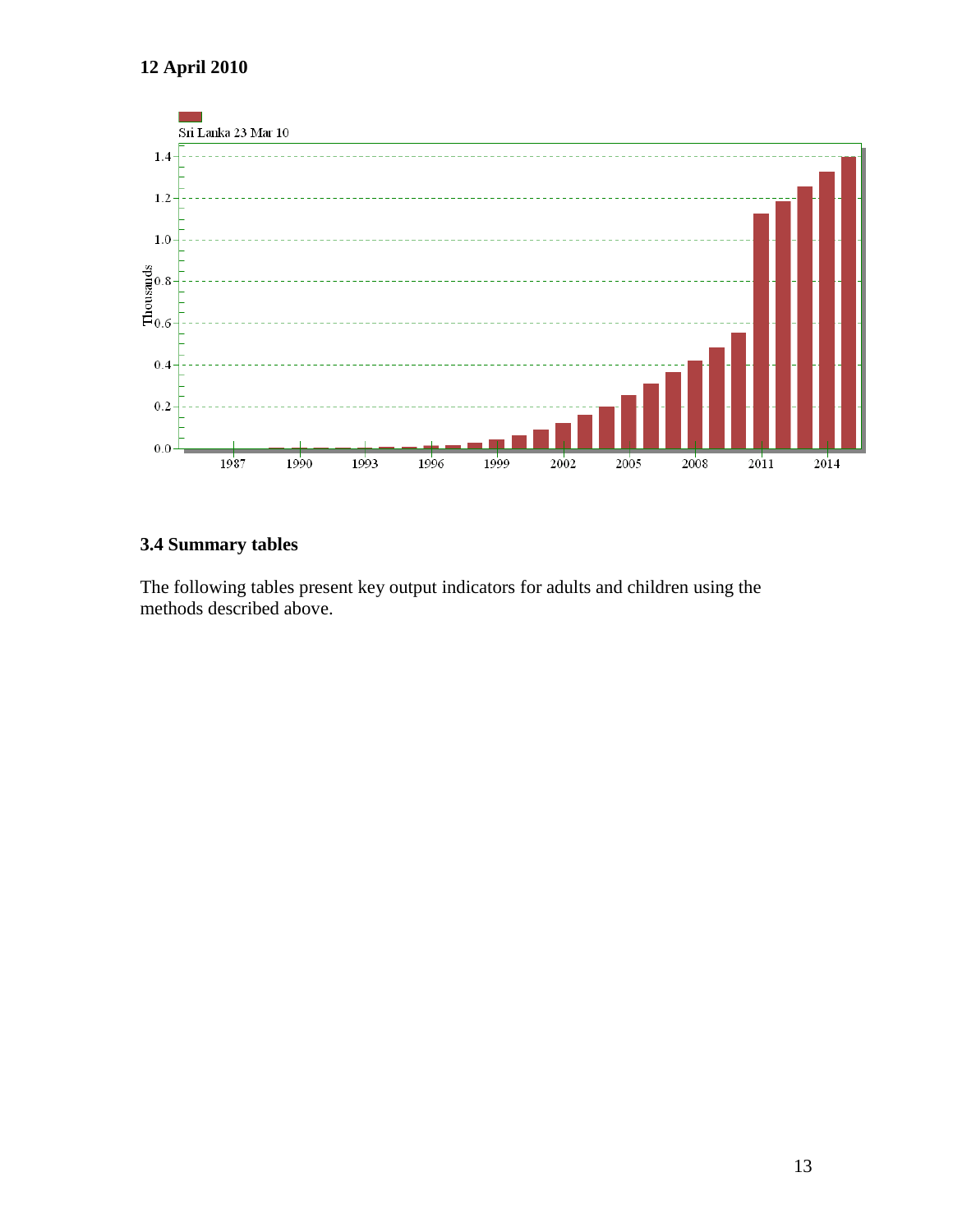**12 April 2010**

Sri Lanka 23 Mar 10

Thousands

1987 1990 1993 1996 1999 2002 2005 2008 2011 2014

### 3.4 Summary tables

The following tables present key output indicators for adults and children using the methods described above.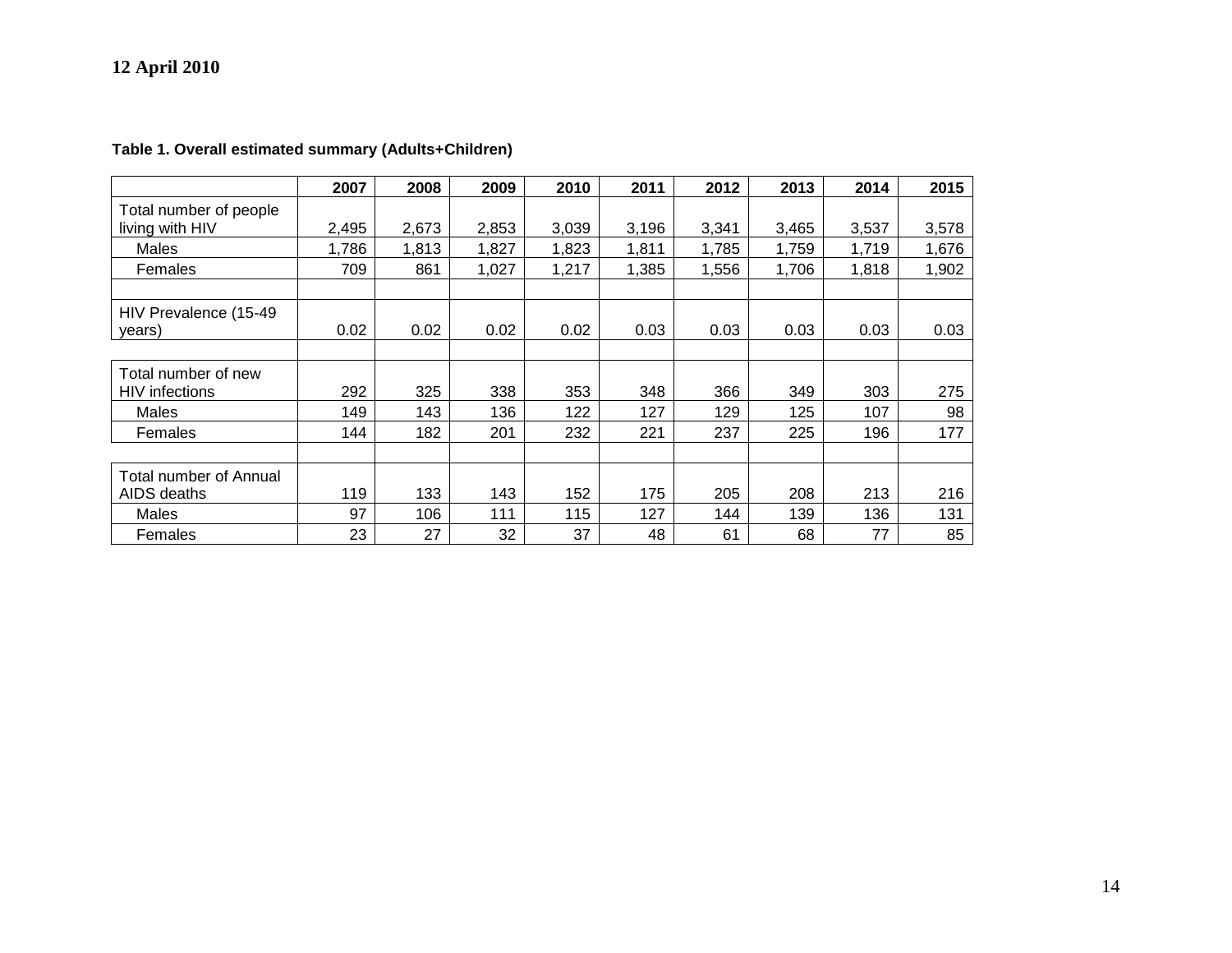**12 April 2010**

**Table 1. Overall estimated summary (Adults+Children)**

| | 2007 | 2008 | 2009 | 2010 | 2011 | 2012 | 2013 | 2014 | 2015 |
|---|---|---|---|---|---|---|---|---|---|
| Total number of people living with HIV | 2,495 | 2,673 | 2,853 | 3,039 | 3,196 | 3,341 | 3,465 | 3,537 | 3,578 |
| Males | 1,786 | 1,813 | 1,827 | 1,823 | 1,811 | 1,785 | 1,759 | 1,719 | 1,676 |
| Females | 709 | 861 | 1,027 | 1,217 | 1,385 | 1,556 | 1,706 | 1,818 | 1,902 |
| | | | | | | | | | |
| HIV Prevalence (15-49 years) | 0.02 | 0.02 | 0.02 | 0.02 | 0.03 | 0.03 | 0.03 | 0.03 | 0.03 |
| | | | | | | | | | |
| Total number of new HIV infections | 292 | 325 | 338 | 353 | 348 | 366 | 349 | 303 | 275 |
| Males | 149 | 143 | 136 | 122 | 127 | 129 | 125 | 107 | 98 |
| Females | 144 | 182 | 201 | 232 | 221 | 237 | 225 | 196 | 177 |
| | | | | | | | | | |
| Total number of Annual AIDS deaths | 119 | 133 | 143 | 152 | 175 | 205 | 208 | 213 | 216 |
| Males | 97 | 106 | 111 | 115 | 127 | 144 | 139 | 136 | 131 |
| Females | 23 | 27 | 32 | 37 | 48 | 61 | 68 | 77 | 85 |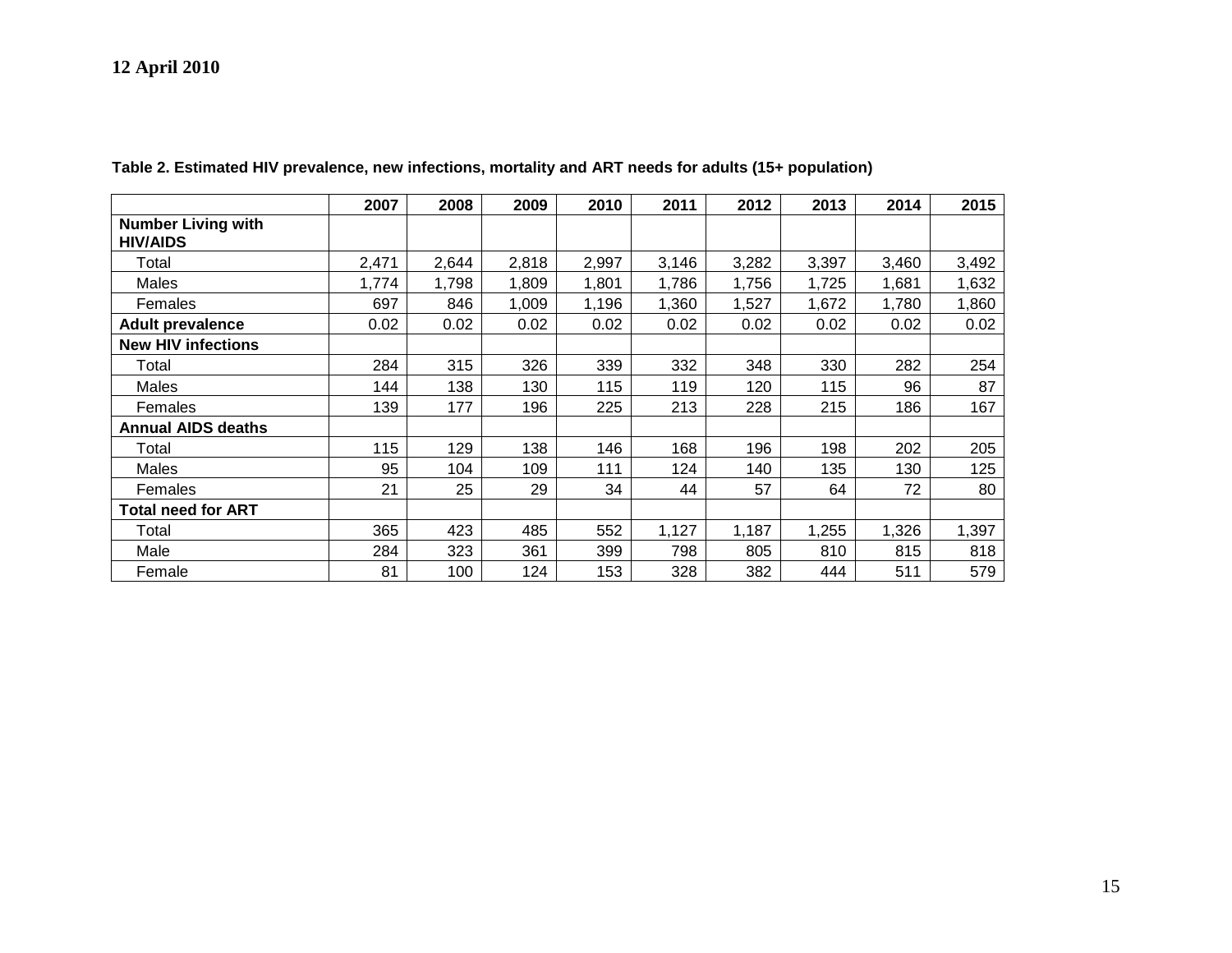**12 April 2010**

**Table 2. Estimated HIV prevalence, new infections, mortality and ART needs for adults (15+ population)**

| | 2007 | 2008 | 2009 | 2010 | 2011 | 2012 | 2013 | 2014 | 2015 |
|---|---|---|---|---|---|---|---|---|---|
| **Number Living with HIV/AIDS** | | | | | | | | | |
| Total | 2,471 | 2,644 | 2,818 | 2,997 | 3,146 | 3,282 | 3,397 | 3,460 | 3,492 |
| Males | 1,774 | 1,798 | 1,809 | 1,801 | 1,786 | 1,756 | 1,725 | 1,681 | 1,632 |
| Females | 697 | 846 | 1,009 | 1,196 | 1,360 | 1,527 | 1,672 | 1,780 | 1,860 |
| **Adult prevalence** | 0.02 | 0.02 | 0.02 | 0.02 | 0.02 | 0.02 | 0.02 | 0.02 | 0.02 |
| **New HIV infections** | | | | | | | | | |
| Total | 284 | 315 | 326 | 339 | 332 | 348 | 330 | 282 | 254 |
| Males | 144 | 138 | 130 | 115 | 119 | 120 | 115 | 96 | 87 |
| Females | 139 | 177 | 196 | 225 | 213 | 228 | 215 | 186 | 167 |
| **Annual AIDS deaths** | | | | | | | | | |
| Total | 115 | 129 | 138 | 146 | 168 | 196 | 198 | 202 | 205 |
| Males | 95 | 104 | 109 | 111 | 124 | 140 | 135 | 130 | 125 |
| Females | 21 | 25 | 29 | 34 | 44 | 57 | 64 | 72 | 80 |
| **Total need for ART** | | | | | | | | | |
| Total | 365 | 423 | 485 | 552 | 1,127 | 1,187 | 1,255 | 1,326 | 1,397 |
| Male | 284 | 323 | 361 | 399 | 798 | 805 | 810 | 815 | 818 |
| Female | 81 | 100 | 124 | 153 | 328 | 382 | 444 | 511 | 579 |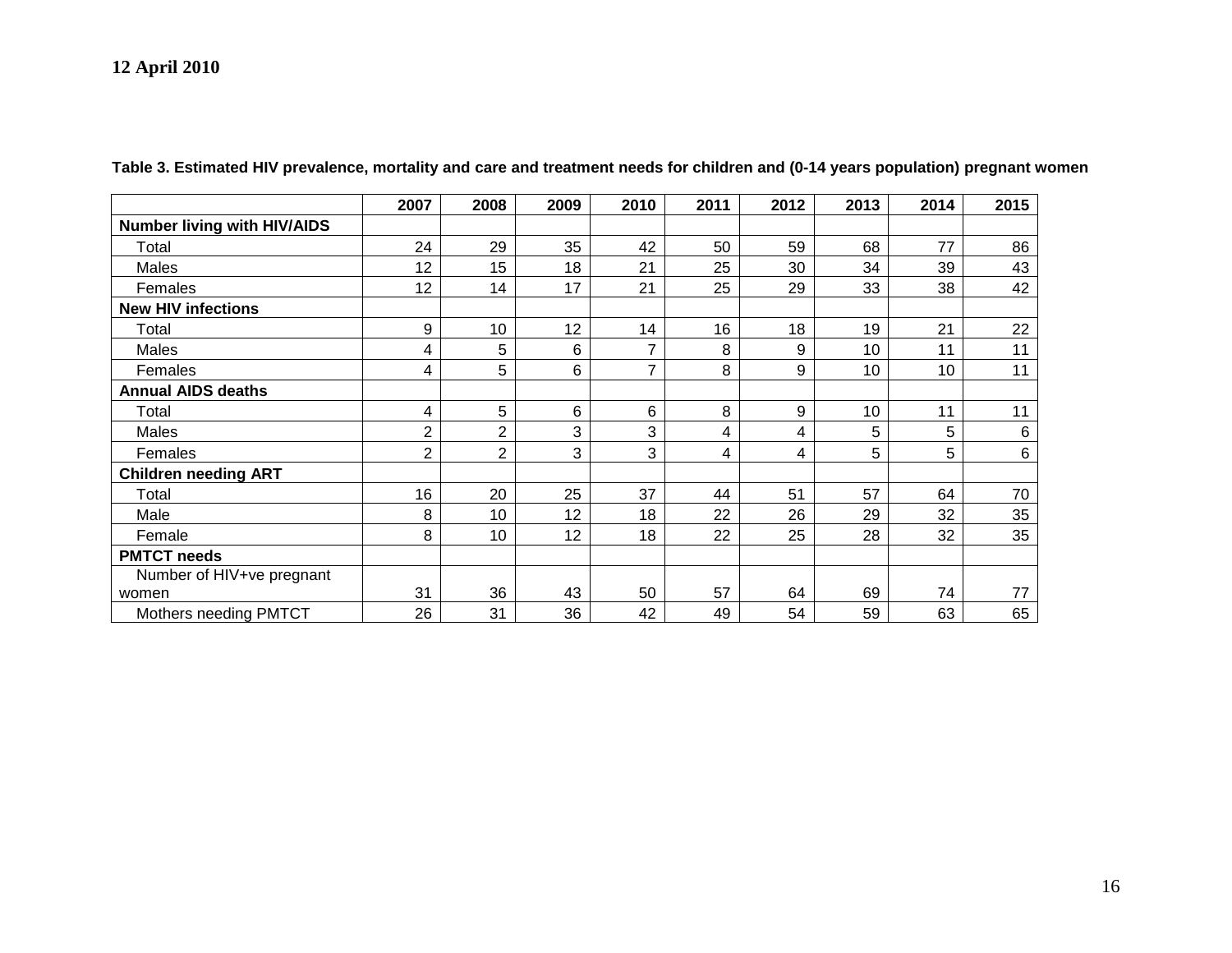**12 April 2010**

**Table 3. Estimated HIV prevalence, mortality and care and treatment needs for children and (0-14 years population) pregnant women**

| | 2007 | 2008 | 2009 | 2010 | 2011 | 2012 | 2013 | 2014 | 2015 |
|---|---|---|---|---|---|---|---|---|---|
| **Number living with HIV/AIDS** | | | | | | | | | |
| Total | 24 | 29 | 35 | 42 | 50 | 59 | 68 | 77 | 86 |
| Males | 12 | 15 | 18 | 21 | 25 | 30 | 34 | 39 | 43 |
| Females | 12 | 14 | 17 | 21 | 25 | 29 | 33 | 38 | 42 |
| **New HIV infections** | | | | | | | | | |
| Total | 9 | 10 | 12 | 14 | 16 | 18 | 19 | 21 | 22 |
| Males | 4 | 5 | 6 | 7 | 8 | 9 | 10 | 11 | 11 |
| Females | 4 | 5 | 6 | 7 | 8 | 9 | 10 | 10 | 11 |
| **Annual AIDS deaths** | | | | | | | | | |
| Total | 4 | 5 | 6 | 6 | 8 | 9 | 10 | 11 | 11 |
| Males | 2 | 2 | 3 | 3 | 4 | 4 | 5 | 5 | 6 |
| Females | 2 | 2 | 3 | 3 | 4 | 4 | 5 | 5 | 6 |
| **Children needing ART** | | | | | | | | | |
| Total | 16 | 20 | 25 | 37 | 44 | 51 | 57 | 64 | 70 |
| Male | 8 | 10 | 12 | 18 | 22 | 26 | 29 | 32 | 35 |
| Female | 8 | 10 | 12 | 18 | 22 | 25 | 28 | 32 | 35 |
| **PMTCT needs** | | | | | | | | | |
| Number of HIV+ve pregnant women | 31 | 36 | 43 | 50 | 57 | 64 | 69 | 74 | 77 |
| Mothers needing PMTCT | 26 | 31 | 36 | 42 | 49 | 54 | 59 | 63 | 65 |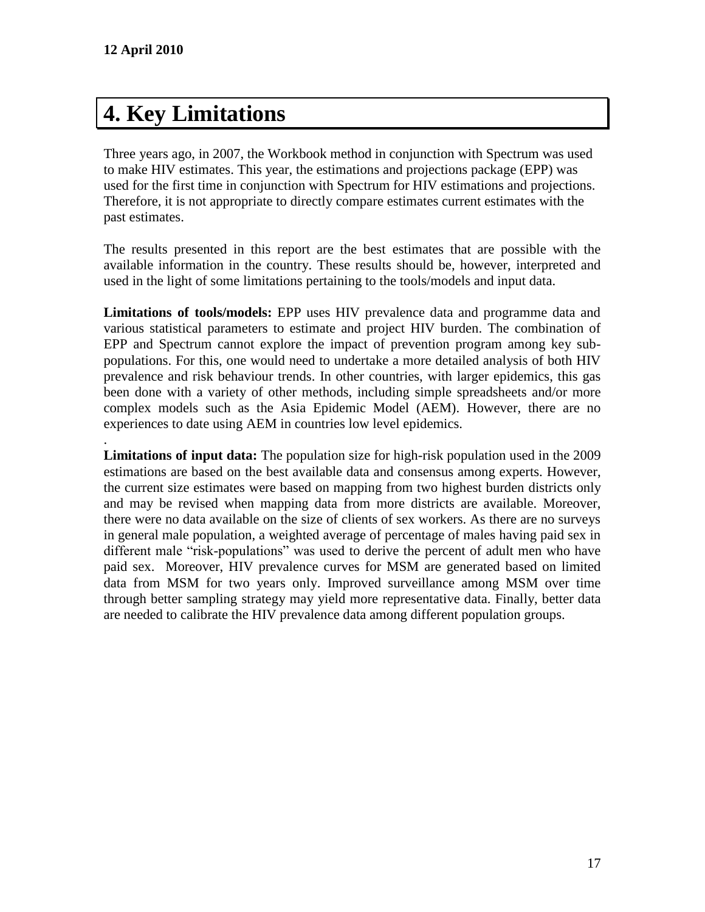**12 April 2010**

# 4. Key Limitations

Three years ago, in 2007, the Workbook method in conjunction with Spectrum was used to make HIV estimates. This year, the estimations and projections package (EPP) was used for the first time in conjunction with Spectrum for HIV estimations and projections. Therefore, it is not appropriate to directly compare estimates current estimates with the past estimates.

The results presented in this report are the best estimates that are possible with the available information in the country. These results should be, however, interpreted and used in the light of some limitations pertaining to the tools/models and input data.

**Limitations of tools/models:** EPP uses HIV prevalence data and programme data and various statistical parameters to estimate and project HIV burden. The combination of EPP and Spectrum cannot explore the impact of prevention program among key sub-populations. For this, one would need to undertake a more detailed analysis of both HIV prevalence and risk behaviour trends. In other countries, with larger epidemics, this gas been done with a variety of other methods, including simple spreadsheets and/or more complex models such as the Asia Epidemic Model (AEM). However, there are no experiences to date using AEM in countries low level epidemics.

.

**Limitations of input data:** The population size for high-risk population used in the 2009 estimations are based on the best available data and consensus among experts. However, the current size estimates were based on mapping from two highest burden districts only and may be revised when mapping data from more districts are available. Moreover, there were no data available on the size of clients of sex workers. As there are no surveys in general male population, a weighted average of percentage of males having paid sex in different male “risk-populations” was used to derive the percent of adult men who have paid sex. Moreover, HIV prevalence curves for MSM are generated based on limited data from MSM for two years only. Improved surveillance among MSM over time through better sampling strategy may yield more representative data. Finally, better data are needed to calibrate the HIV prevalence data among different population groups.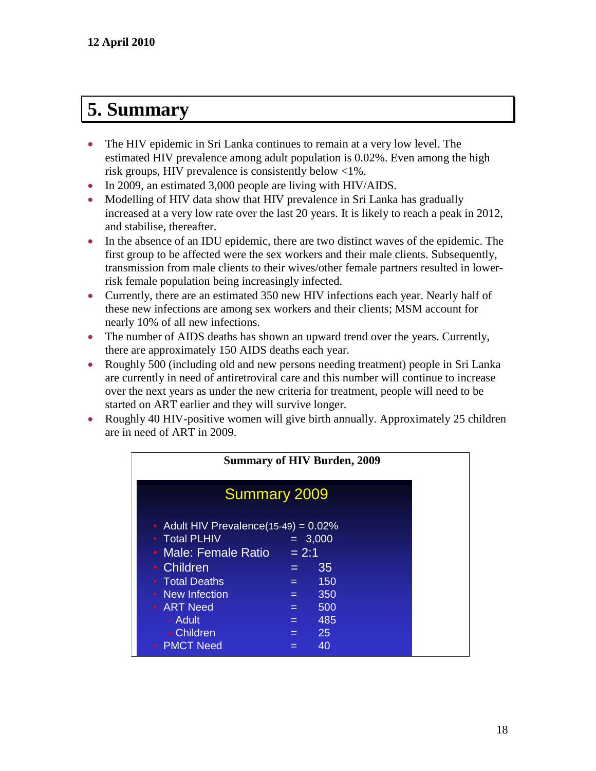12 April 2010

# 5. Summary

- The HIV epidemic in Sri Lanka continues to remain at a very low level. The estimated HIV prevalence among adult population is 0.02%. Even among the high risk groups, HIV prevalence is consistently below <1%.
- In 2009, an estimated 3,000 people are living with HIV/AIDS.
- Modelling of HIV data show that HIV prevalence in Sri Lanka has gradually increased at a very low rate over the last 20 years. It is likely to reach a peak in 2012, and stabilise, thereafter.
- In the absence of an IDU epidemic, there are two distinct waves of the epidemic. The first group to be affected were the sex workers and their male clients. Subsequently, transmission from male clients to their wives/other female partners resulted in lower-risk female population being increasingly infected.
- Currently, there are an estimated 350 new HIV infections each year. Nearly half of these new infections are among sex workers and their clients; MSM account for nearly 10% of all new infections.
- The number of AIDS deaths has shown an upward trend over the years. Currently, there are approximately 150 AIDS deaths each year.
- Roughly 500 (including old and new persons needing treatment) people in Sri Lanka are currently in need of antiretroviral care and this number will continue to increase over the next years as under the new criteria for treatment, people will need to be started on ART earlier and they will survive longer.
- Roughly 40 HIV-positive women will give birth annually. Approximately 25 children are in need of ART in 2009.

**Summary of HIV Burden, 2009**

**Summary 2009**

- Adult HIV Prevalence(15-49) = 0.02%
- Total PLHIV = 3,000
- Male: Female Ratio = 2:1
- Children = 35
- Total Deaths = 150
- New Infection = 350
- ART Need = 500
  - Adult = 485
  - Children = 25
- PMCT Need = 40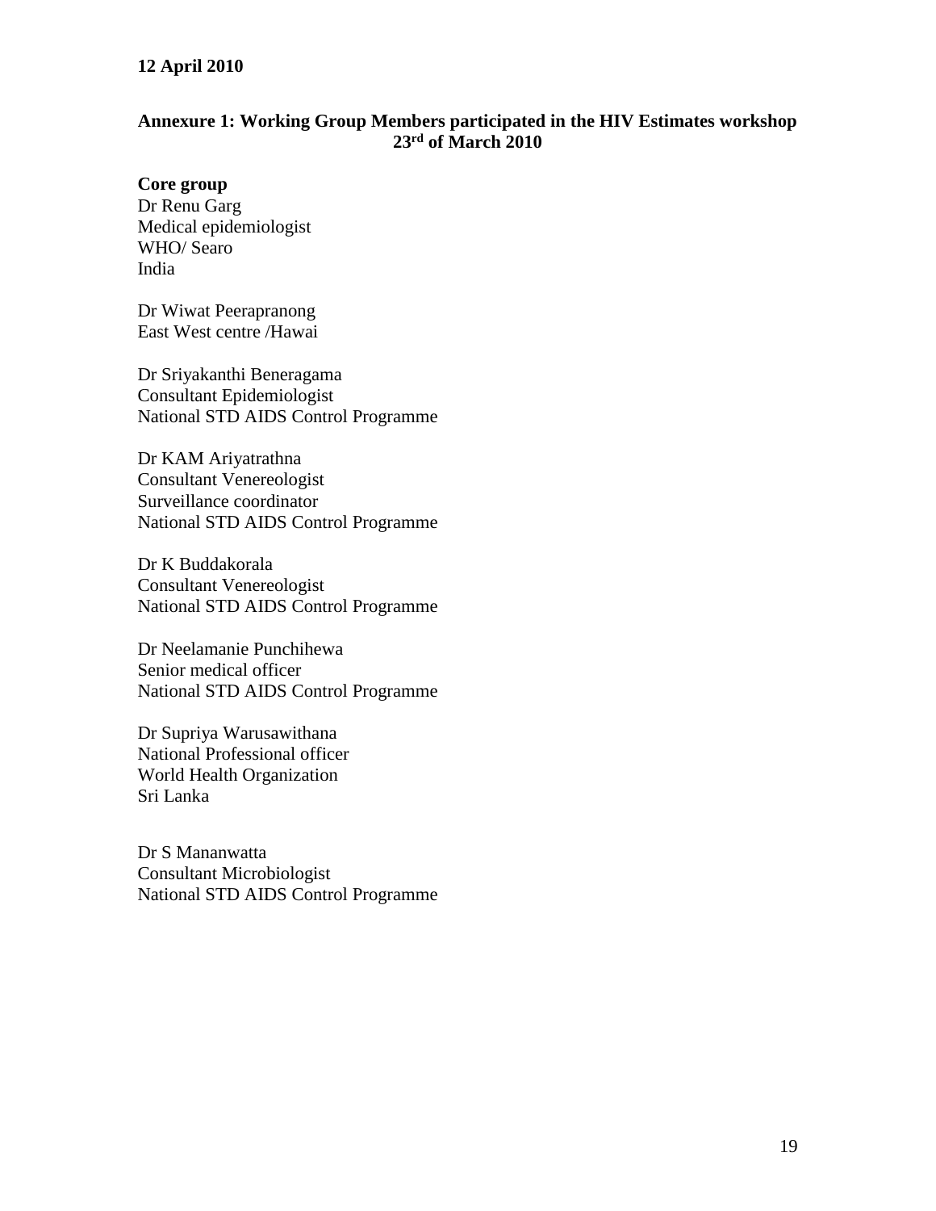**12 April 2010**

## Annexure 1: Working Group Members participated in the HIV Estimates workshop 23rd of March 2010

**Core group**

Dr Renu Garg
Medical epidemiologist
WHO/ Searo
India

Dr Wiwat Peerapranong
East West centre /Hawai

Dr Sriyakanthi Beneragama
Consultant Epidemiologist
National STD AIDS Control Programme

Dr KAM Ariyatrathna
Consultant Venereologist
Surveillance coordinator
National STD AIDS Control Programme

Dr K Buddakorala
Consultant Venereologist
National STD AIDS Control Programme

Dr Neelamanie Punchihewa
Senior medical officer
National STD AIDS Control Programme

Dr Supriya Warusawithana
National Professional officer
World Health Organization
Sri Lanka

Dr S Mananwatta
Consultant Microbiologist
National STD AIDS Control Programme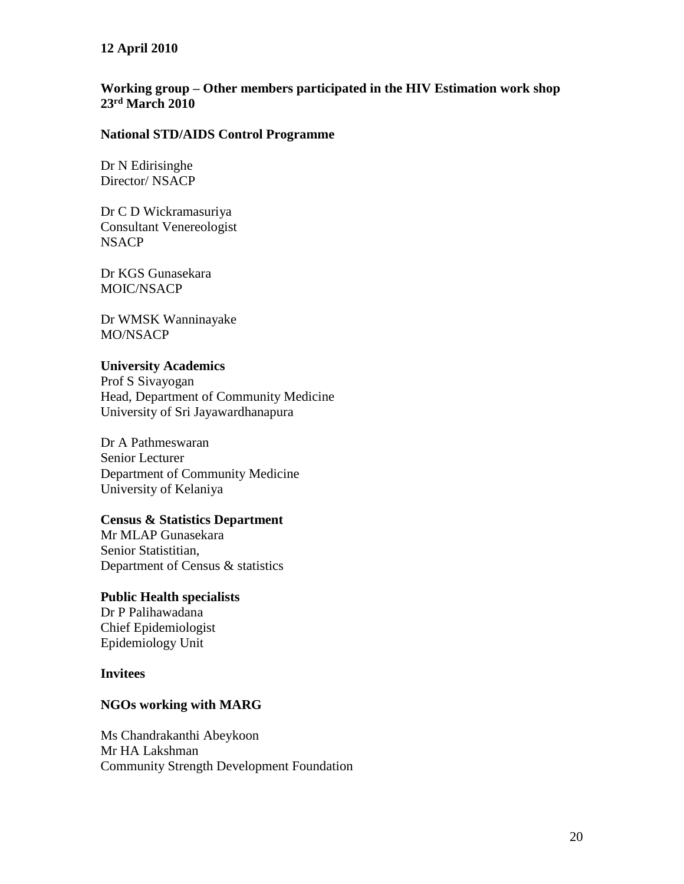**12 April 2010**

**Working group – Other members participated in the HIV Estimation work shop 23rd March 2010**

**National STD/AIDS Control Programme**

Dr N Edirisinghe
Director/ NSACP

Dr C D Wickramasuriya
Consultant Venereologist
NSACP

Dr KGS Gunasekara
MOIC/NSACP

Dr WMSK Wanninayake
MO/NSACP

**University Academics**
Prof S Sivayogan
Head, Department of Community Medicine
University of Sri Jayawardhanapura

Dr A Pathmeswaran
Senior Lecturer
Department of Community Medicine
University of Kelaniya

**Census & Statistics Department**
Mr MLAP Gunasekara
Senior Statistitian,
Department of Census & statistics

**Public Health specialists**
Dr P Palihawadana
Chief Epidemiologist
Epidemiology Unit

**Invitees**

**NGOs working with MARG**

Ms Chandrakanthi Abeykoon
Mr HA Lakshman
Community Strength Development Foundation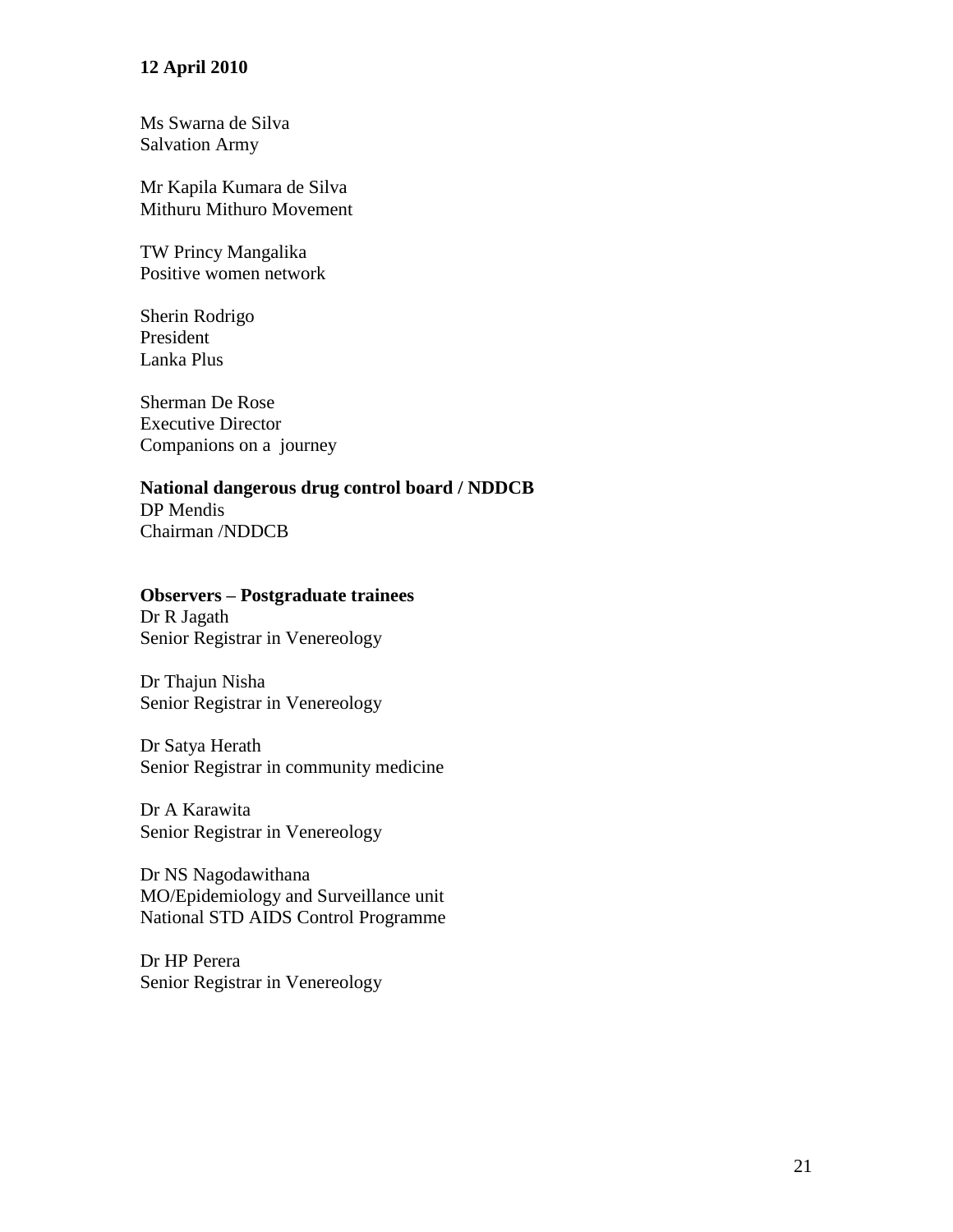**12 April 2010**

Ms Swarna de Silva
Salvation Army

Mr Kapila Kumara de Silva
Mithuru Mithuro Movement

TW Princy Mangalika
Positive women network

Sherin Rodrigo
President
Lanka Plus

Sherman De Rose
Executive Director
Companions on a journey

**National dangerous drug control board / NDDCB**
DP Mendis
Chairman /NDDCB

**Observers – Postgraduate trainees**
Dr R Jagath
Senior Registrar in Venereology

Dr Thajun Nisha
Senior Registrar in Venereology

Dr Satya Herath
Senior Registrar in community medicine

Dr A Karawita
Senior Registrar in Venereology

Dr NS Nagodawithana
MO/Epidemiology and Surveillance unit
National STD AIDS Control Programme

Dr HP Perera
Senior Registrar in Venereology